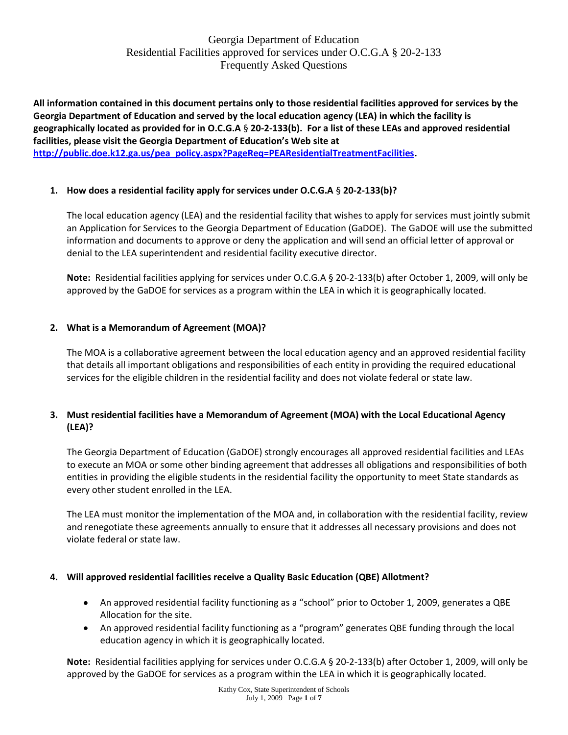# Georgia Department of Education
## Residential Facilities approved for services under O.C.G.A § 20-2-133
## Frequently Asked Questions

**All information contained in this document pertains only to those residential facilities approved for services by the Georgia Department of Education and served by the local education agency (LEA) in which the facility is geographically located as provided for in O.C.G.A § 20-2-133(b). For a list of these LEAs and approved residential facilities, please visit the Georgia Department of Education's Web site at [http://public.doe.k12.ga.us/pea_policy.aspx?PageReq=PEAResidentialTreatmentFacilities](http://public.doe.k12.ga.us/pea_policy.aspx?PageReq=PEAResidentialTreatmentFacilities).**

1. **How does a residential facility apply for services under O.C.G.A § 20-2-133(b)?**

   The local education agency (LEA) and the residential facility that wishes to apply for services must jointly submit an Application for Services to the Georgia Department of Education (GaDOE). The GaDOE will use the submitted information and documents to approve or deny the application and will send an official letter of approval or denial to the LEA superintendent and residential facility executive director.

   **Note:** Residential facilities applying for services under O.C.G.A § 20-2-133(b) after October 1, 2009, will only be approved by the GaDOE for services as a program within the LEA in which it is geographically located.

2. **What is a Memorandum of Agreement (MOA)?**

   The MOA is a collaborative agreement between the local education agency and an approved residential facility that details all important obligations and responsibilities of each entity in providing the required educational services for the eligible children in the residential facility and does not violate federal or state law.

3. **Must residential facilities have a Memorandum of Agreement (MOA) with the Local Educational Agency (LEA)?**

   The Georgia Department of Education (GaDOE) strongly encourages all approved residential facilities and LEAs to execute an MOA or some other binding agreement that addresses all obligations and responsibilities of both entities in providing the eligible students in the residential facility the opportunity to meet State standards as every other student enrolled in the LEA.

   The LEA must monitor the implementation of the MOA and, in collaboration with the residential facility, review and renegotiate these agreements annually to ensure that it addresses all necessary provisions and does not violate federal or state law.

4. **Will approved residential facilities receive a Quality Basic Education (QBE) Allotment?**

   - An approved residential facility functioning as a "school" prior to October 1, 2009, generates a QBE Allocation for the site.
   - An approved residential facility functioning as a "program" generates QBE funding through the local education agency in which it is geographically located.

   **Note:** Residential facilities applying for services under O.C.G.A § 20-2-133(b) after October 1, 2009, will only be approved by the GaDOE for services as a program within the LEA in which it is geographically located.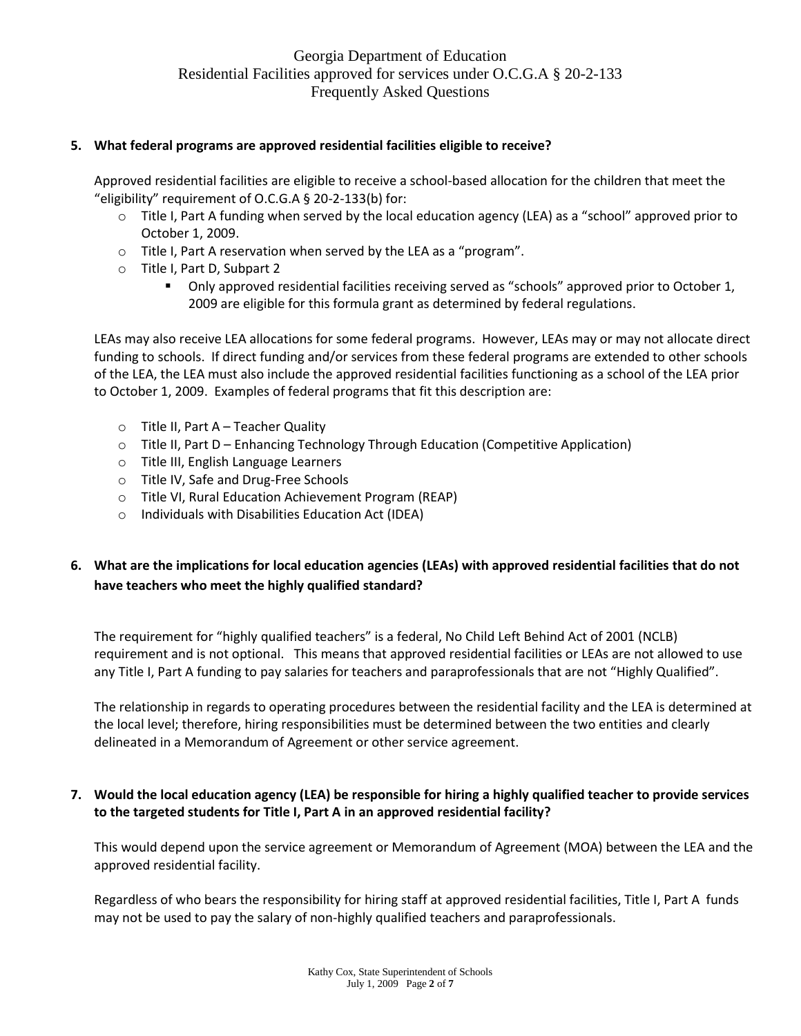**5. What federal programs are approved residential facilities eligible to receive?**

Approved residential facilities are eligible to receive a school-based allocation for the children that meet the "eligibility" requirement of O.C.G.A § 20-2-133(b) for:

- Title I, Part A funding when served by the local education agency (LEA) as a "school" approved prior to October 1, 2009.
- Title I, Part A reservation when served by the LEA as a "program".
- Title I, Part D, Subpart 2
  - Only approved residential facilities receiving served as "schools" approved prior to October 1, 2009 are eligible for this formula grant as determined by federal regulations.

LEAs may also receive LEA allocations for some federal programs. However, LEAs may or may not allocate direct funding to schools. If direct funding and/or services from these federal programs are extended to other schools of the LEA, the LEA must also include the approved residential facilities functioning as a school of the LEA prior to October 1, 2009. Examples of federal programs that fit this description are:

- Title II, Part A – Teacher Quality
- Title II, Part D – Enhancing Technology Through Education (Competitive Application)
- Title III, English Language Learners
- Title IV, Safe and Drug-Free Schools
- Title VI, Rural Education Achievement Program (REAP)
- Individuals with Disabilities Education Act (IDEA)

**6. What are the implications for local education agencies (LEAs) with approved residential facilities that do not have teachers who meet the highly qualified standard?**

The requirement for "highly qualified teachers" is a federal, No Child Left Behind Act of 2001 (NCLB) requirement and is not optional. This means that approved residential facilities or LEAs are not allowed to use any Title I, Part A funding to pay salaries for teachers and paraprofessionals that are not "Highly Qualified".

The relationship in regards to operating procedures between the residential facility and the LEA is determined at the local level; therefore, hiring responsibilities must be determined between the two entities and clearly delineated in a Memorandum of Agreement or other service agreement.

**7. Would the local education agency (LEA) be responsible for hiring a highly qualified teacher to provide services to the targeted students for Title I, Part A in an approved residential facility?**

This would depend upon the service agreement or Memorandum of Agreement (MOA) between the LEA and the approved residential facility.

Regardless of who bears the responsibility for hiring staff at approved residential facilities, Title I, Part A funds may not be used to pay the salary of non-highly qualified teachers and paraprofessionals.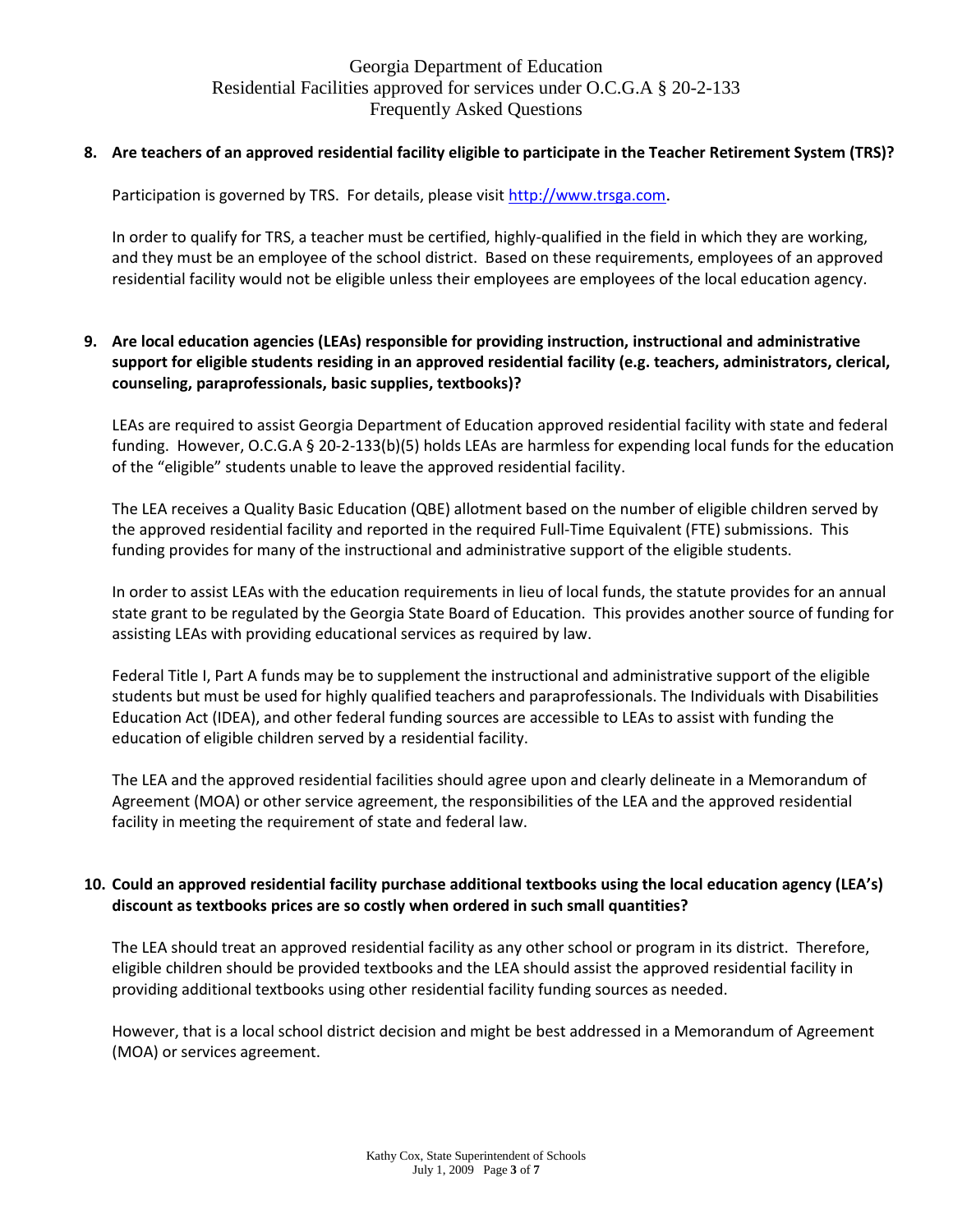**8. Are teachers of an approved residential facility eligible to participate in the Teacher Retirement System (TRS)?**

Participation is governed by TRS. For details, please visit http://www.trsga.com.

In order to qualify for TRS, a teacher must be certified, highly-qualified in the field in which they are working, and they must be an employee of the school district. Based on these requirements, employees of an approved residential facility would not be eligible unless their employees are employees of the local education agency.

**9. Are local education agencies (LEAs) responsible for providing instruction, instructional and administrative support for eligible students residing in an approved residential facility (e.g. teachers, administrators, clerical, counseling, paraprofessionals, basic supplies, textbooks)?**

LEAs are required to assist Georgia Department of Education approved residential facility with state and federal funding. However, O.C.G.A § 20-2-133(b)(5) holds LEAs are harmless for expending local funds for the education of the "eligible" students unable to leave the approved residential facility.

The LEA receives a Quality Basic Education (QBE) allotment based on the number of eligible children served by the approved residential facility and reported in the required Full-Time Equivalent (FTE) submissions. This funding provides for many of the instructional and administrative support of the eligible students.

In order to assist LEAs with the education requirements in lieu of local funds, the statute provides for an annual state grant to be regulated by the Georgia State Board of Education. This provides another source of funding for assisting LEAs with providing educational services as required by law.

Federal Title I, Part A funds may be to supplement the instructional and administrative support of the eligible students but must be used for highly qualified teachers and paraprofessionals. The Individuals with Disabilities Education Act (IDEA), and other federal funding sources are accessible to LEAs to assist with funding the education of eligible children served by a residential facility.

The LEA and the approved residential facilities should agree upon and clearly delineate in a Memorandum of Agreement (MOA) or other service agreement, the responsibilities of the LEA and the approved residential facility in meeting the requirement of state and federal law.

**10. Could an approved residential facility purchase additional textbooks using the local education agency (LEA's) discount as textbooks prices are so costly when ordered in such small quantities?**

The LEA should treat an approved residential facility as any other school or program in its district. Therefore, eligible children should be provided textbooks and the LEA should assist the approved residential facility in providing additional textbooks using other residential facility funding sources as needed.

However, that is a local school district decision and might be best addressed in a Memorandum of Agreement (MOA) or services agreement.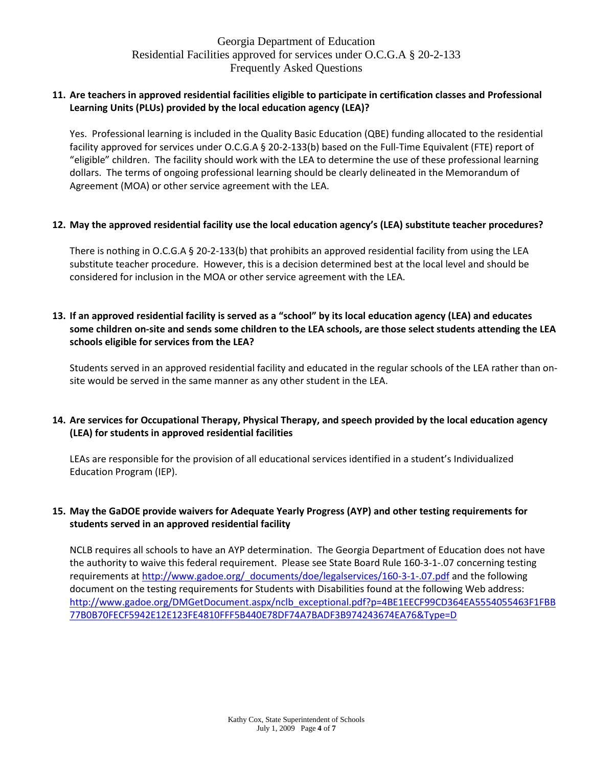**11. Are teachers in approved residential facilities eligible to participate in certification classes and Professional Learning Units (PLUs) provided by the local education agency (LEA)?**

Yes. Professional learning is included in the Quality Basic Education (QBE) funding allocated to the residential facility approved for services under O.C.G.A § 20-2-133(b) based on the Full-Time Equivalent (FTE) report of "eligible" children. The facility should work with the LEA to determine the use of these professional learning dollars. The terms of ongoing professional learning should be clearly delineated in the Memorandum of Agreement (MOA) or other service agreement with the LEA.

**12. May the approved residential facility use the local education agency's (LEA) substitute teacher procedures?**

There is nothing in O.C.G.A § 20-2-133(b) that prohibits an approved residential facility from using the LEA substitute teacher procedure. However, this is a decision determined best at the local level and should be considered for inclusion in the MOA or other service agreement with the LEA.

**13. If an approved residential facility is served as a "school" by its local education agency (LEA) and educates some children on-site and sends some children to the LEA schools, are those select students attending the LEA schools eligible for services from the LEA?**

Students served in an approved residential facility and educated in the regular schools of the LEA rather than on-site would be served in the same manner as any other student in the LEA.

**14. Are services for Occupational Therapy, Physical Therapy, and speech provided by the local education agency (LEA) for students in approved residential facilities**

LEAs are responsible for the provision of all educational services identified in a student's Individualized Education Program (IEP).

**15. May the GaDOE provide waivers for Adequate Yearly Progress (AYP) and other testing requirements for students served in an approved residential facility**

NCLB requires all schools to have an AYP determination. The Georgia Department of Education does not have the authority to waive this federal requirement. Please see State Board Rule 160-3-1-.07 concerning testing requirements at http://www.gadoe.org/_documents/doe/legalservices/160-3-1-.07.pdf and the following document on the testing requirements for Students with Disabilities found at the following Web address: http://www.gadoe.org/DMGetDocument.aspx/nclb_exceptional.pdf?p=4BE1EECF99CD364EA5554055463F1FBB77B0B70FECF5942E12E123FE4810FFF5B440E78DF74A7BADF3B974243674EA76&Type=D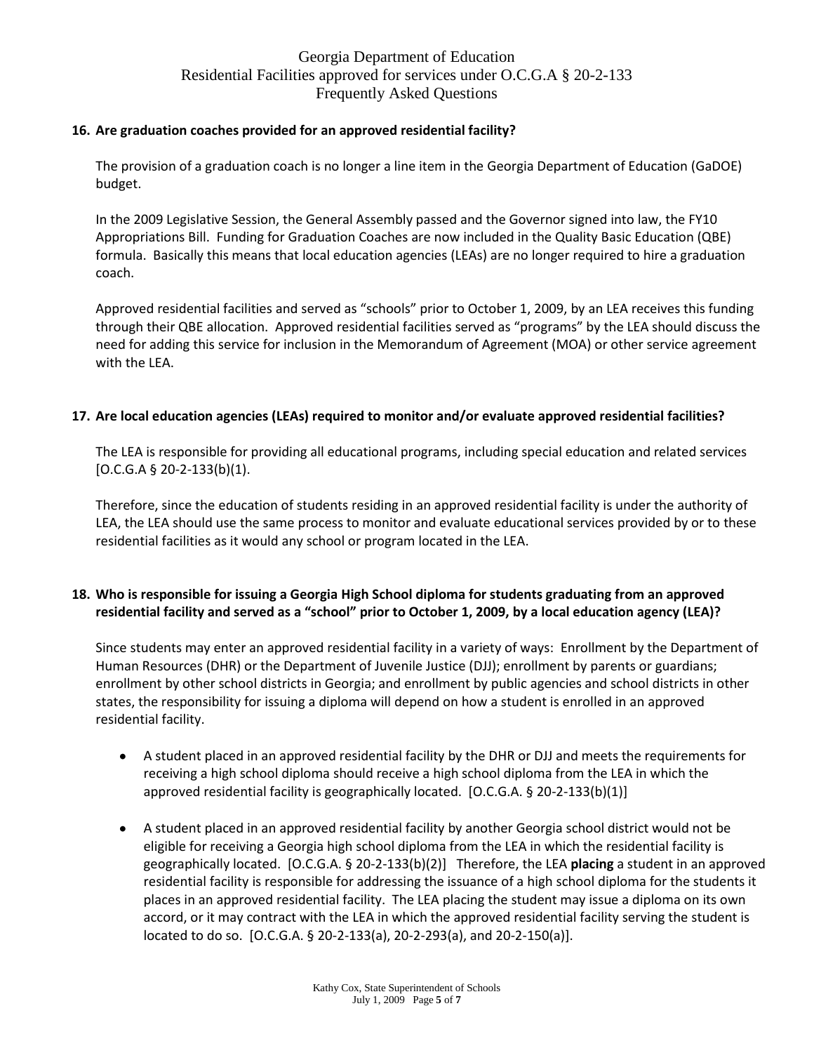**16. Are graduation coaches provided for an approved residential facility?**

The provision of a graduation coach is no longer a line item in the Georgia Department of Education (GaDOE) budget.

In the 2009 Legislative Session, the General Assembly passed and the Governor signed into law, the FY10 Appropriations Bill. Funding for Graduation Coaches are now included in the Quality Basic Education (QBE) formula. Basically this means that local education agencies (LEAs) are no longer required to hire a graduation coach.

Approved residential facilities and served as "schools" prior to October 1, 2009, by an LEA receives this funding through their QBE allocation. Approved residential facilities served as "programs" by the LEA should discuss the need for adding this service for inclusion in the Memorandum of Agreement (MOA) or other service agreement with the LEA.

**17. Are local education agencies (LEAs) required to monitor and/or evaluate approved residential facilities?**

The LEA is responsible for providing all educational programs, including special education and related services [O.C.G.A § 20-2-133(b)(1).

Therefore, since the education of students residing in an approved residential facility is under the authority of LEA, the LEA should use the same process to monitor and evaluate educational services provided by or to these residential facilities as it would any school or program located in the LEA.

**18. Who is responsible for issuing a Georgia High School diploma for students graduating from an approved residential facility and served as a "school" prior to October 1, 2009, by a local education agency (LEA)?**

Since students may enter an approved residential facility in a variety of ways: Enrollment by the Department of Human Resources (DHR) or the Department of Juvenile Justice (DJJ); enrollment by parents or guardians; enrollment by other school districts in Georgia; and enrollment by public agencies and school districts in other states, the responsibility for issuing a diploma will depend on how a student is enrolled in an approved residential facility.

- A student placed in an approved residential facility by the DHR or DJJ and meets the requirements for receiving a high school diploma should receive a high school diploma from the LEA in which the approved residential facility is geographically located. [O.C.G.A. § 20-2-133(b)(1)]
- A student placed in an approved residential facility by another Georgia school district would not be eligible for receiving a Georgia high school diploma from the LEA in which the residential facility is geographically located. [O.C.G.A. § 20-2-133(b)(2)] Therefore, the LEA **placing** a student in an approved residential facility is responsible for addressing the issuance of a high school diploma for the students it places in an approved residential facility. The LEA placing the student may issue a diploma on its own accord, or it may contract with the LEA in which the approved residential facility serving the student is located to do so. [O.C.G.A. § 20-2-133(a), 20-2-293(a), and 20-2-150(a)].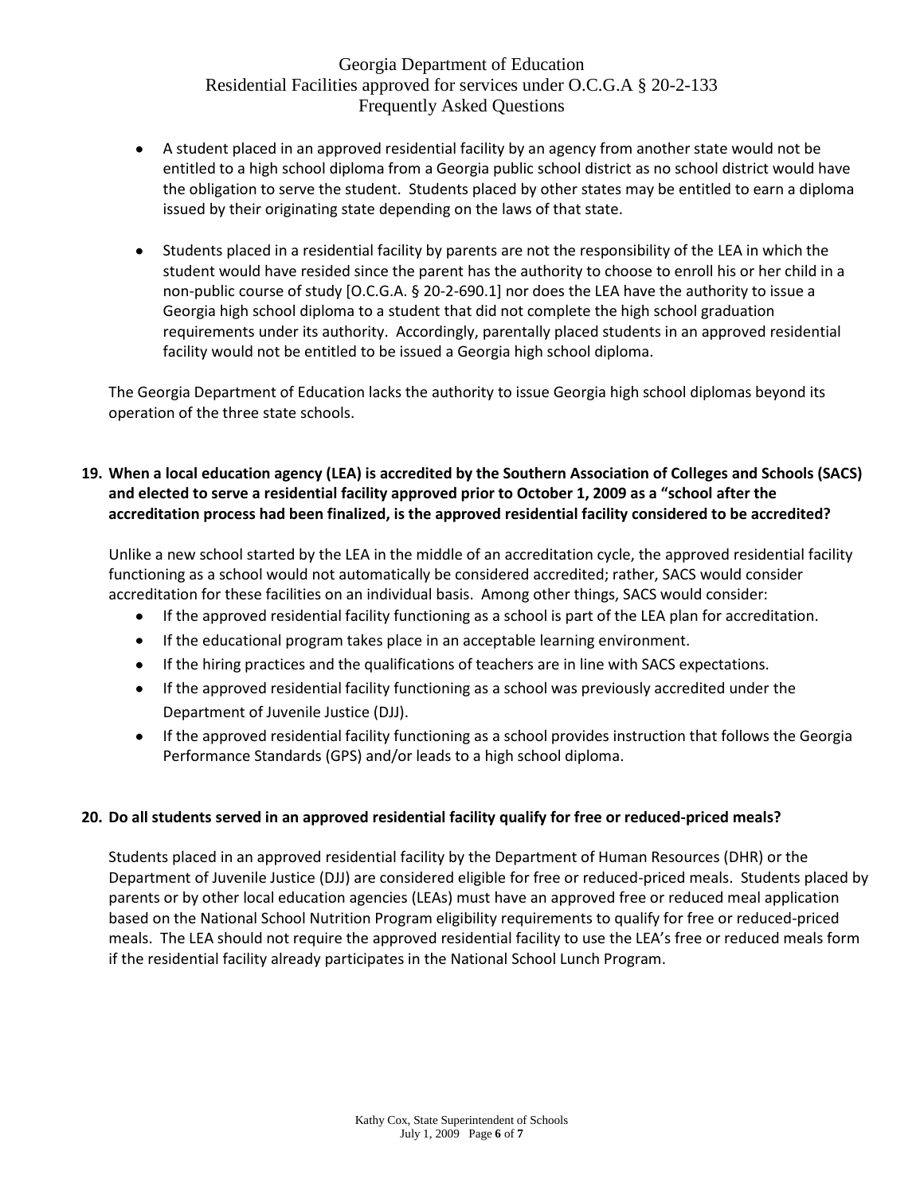- A student placed in an approved residential facility by an agency from another state would not be entitled to a high school diploma from a Georgia public school district as no school district would have the obligation to serve the student. Students placed by other states may be entitled to earn a diploma issued by their originating state depending on the laws of that state.

- Students placed in a residential facility by parents are not the responsibility of the LEA in which the student would have resided since the parent has the authority to choose to enroll his or her child in a non-public course of study [O.C.G.A. § 20-2-690.1] nor does the LEA have the authority to issue a Georgia high school diploma to a student that did not complete the high school graduation requirements under its authority. Accordingly, parentally placed students in an approved residential facility would not be entitled to be issued a Georgia high school diploma.

The Georgia Department of Education lacks the authority to issue Georgia high school diplomas beyond its operation of the three state schools.

**19. When a local education agency (LEA) is accredited by the Southern Association of Colleges and Schools (SACS) and elected to serve a residential facility approved prior to October 1, 2009 as a "school after the accreditation process had been finalized, is the approved residential facility considered to be accredited?**

Unlike a new school started by the LEA in the middle of an accreditation cycle, the approved residential facility functioning as a school would not automatically be considered accredited; rather, SACS would consider accreditation for these facilities on an individual basis. Among other things, SACS would consider:

- If the approved residential facility functioning as a school is part of the LEA plan for accreditation.
- If the educational program takes place in an acceptable learning environment.
- If the hiring practices and the qualifications of teachers are in line with SACS expectations.
- If the approved residential facility functioning as a school was previously accredited under the Department of Juvenile Justice (DJJ).
- If the approved residential facility functioning as a school provides instruction that follows the Georgia Performance Standards (GPS) and/or leads to a high school diploma.

**20. Do all students served in an approved residential facility qualify for free or reduced-priced meals?**

Students placed in an approved residential facility by the Department of Human Resources (DHR) or the Department of Juvenile Justice (DJJ) are considered eligible for free or reduced-priced meals. Students placed by parents or by other local education agencies (LEAs) must have an approved free or reduced meal application based on the National School Nutrition Program eligibility requirements to qualify for free or reduced-priced meals. The LEA should not require the approved residential facility to use the LEA's free or reduced meals form if the residential facility already participates in the National School Lunch Program.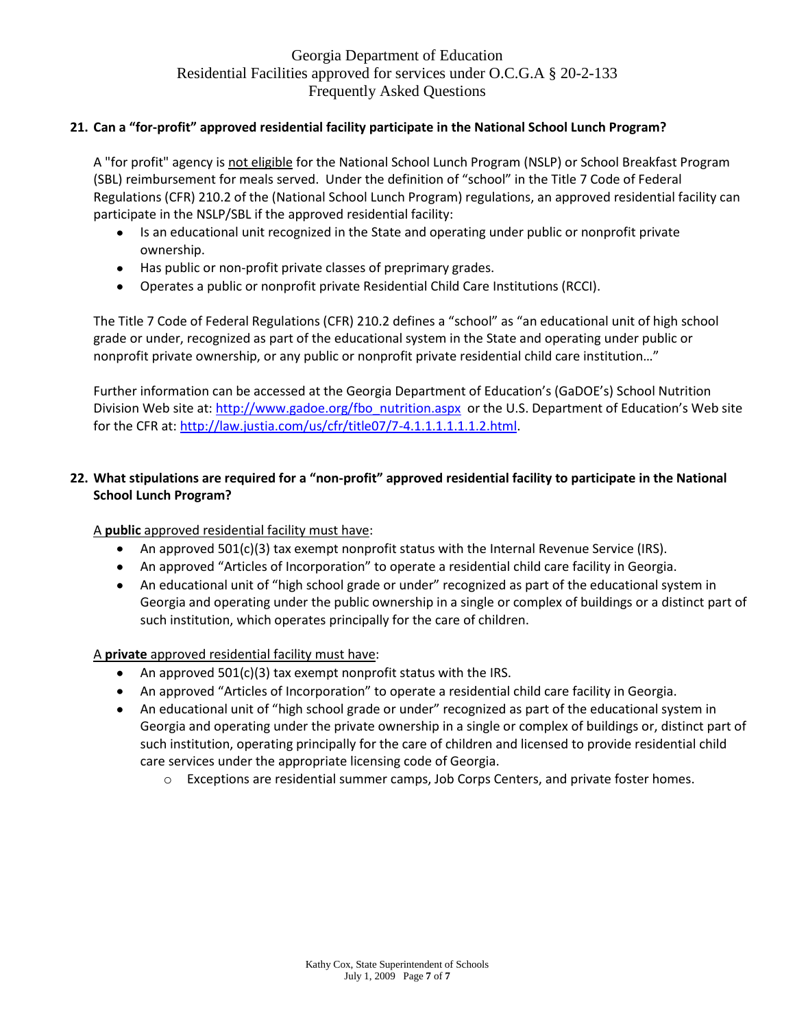**21. Can a "for-profit" approved residential facility participate in the National School Lunch Program?**

A "for profit" agency is not eligible for the National School Lunch Program (NSLP) or School Breakfast Program (SBL) reimbursement for meals served. Under the definition of "school" in the Title 7 Code of Federal Regulations (CFR) 210.2 of the (National School Lunch Program) regulations, an approved residential facility can participate in the NSLP/SBL if the approved residential facility:

- Is an educational unit recognized in the State and operating under public or nonprofit private ownership.
- Has public or non-profit private classes of preprimary grades.
- Operates a public or nonprofit private Residential Child Care Institutions (RCCI).

The Title 7 Code of Federal Regulations (CFR) 210.2 defines a "school" as "an educational unit of high school grade or under, recognized as part of the educational system in the State and operating under public or nonprofit private ownership, or any public or nonprofit private residential child care institution…"

Further information can be accessed at the Georgia Department of Education's (GaDOE's) School Nutrition Division Web site at: http://www.gadoe.org/fbo_nutrition.aspx or the U.S. Department of Education's Web site for the CFR at: http://law.justia.com/us/cfr/title07/7-4.1.1.1.1.1.1.2.html.

**22. What stipulations are required for a "non-profit" approved residential facility to participate in the National School Lunch Program?**

A **public** approved residential facility must have:

- An approved 501(c)(3) tax exempt nonprofit status with the Internal Revenue Service (IRS).
- An approved "Articles of Incorporation" to operate a residential child care facility in Georgia.
- An educational unit of "high school grade or under" recognized as part of the educational system in Georgia and operating under the public ownership in a single or complex of buildings or a distinct part of such institution, which operates principally for the care of children.

A **private** approved residential facility must have:

- An approved 501(c)(3) tax exempt nonprofit status with the IRS.
- An approved "Articles of Incorporation" to operate a residential child care facility in Georgia.
- An educational unit of "high school grade or under" recognized as part of the educational system in Georgia and operating under the private ownership in a single or complex of buildings or, distinct part of such institution, operating principally for the care of children and licensed to provide residential child care services under the appropriate licensing code of Georgia.
  - Exceptions are residential summer camps, Job Corps Centers, and private foster homes.